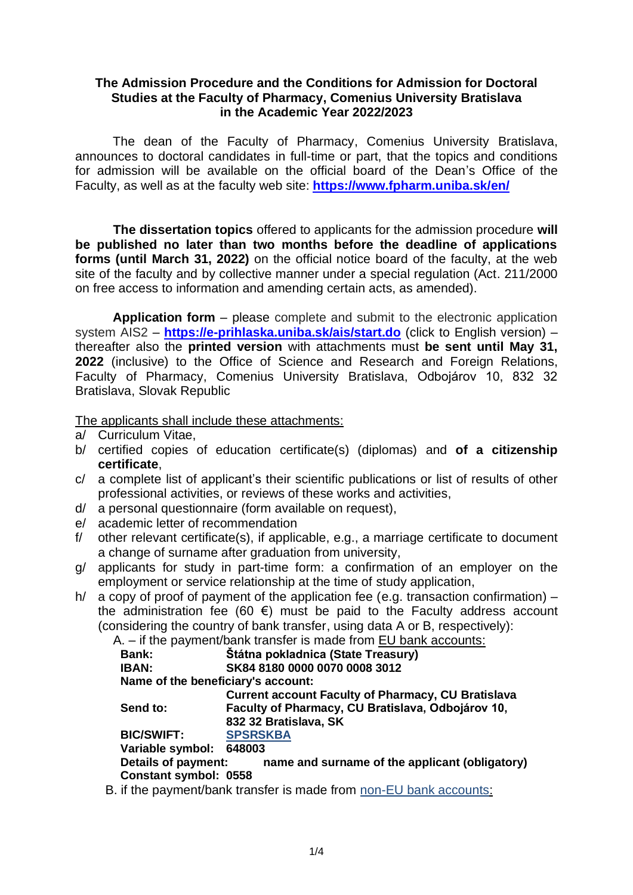**The Admission Procedure and the Conditions for Admission for Doctoral Studies at the Faculty of Pharmacy, Comenius University Bratislava in the Academic Year 2022/2023**

The dean of the Faculty of Pharmacy, Comenius University Bratislava, announces to doctoral candidates in full-time or part, that the topics and conditions for admission will be available on the official board of the Dean's Office of the Faculty, as well as at the faculty web site: **https://www.fpharm.uniba.sk/en/**

**The dissertation topics** offered to applicants for the admission procedure **will be published no later than two months before the deadline of applications forms (until March 31, 2022)** on the official notice board of the faculty, at the web site of the faculty and by collective manner under a special regulation (Act. 211/2000 on free access to information and amending certain acts, as amended).

**Application form** – please complete and submit to the electronic application system AIS2 – **https://e-prihlaska.uniba.sk/ais/start.do** (click to English version) – thereafter also the **printed version** with attachments must **be sent until May 31, 2022** (inclusive) to the Office of Science and Research and Foreign Relations, Faculty of Pharmacy, Comenius University Bratislava, Odbojárov 10, 832 32 Bratislava, Slovak Republic

The applicants shall include these attachments:

a/ Curriculum Vitae,
b/ certified copies of education certificate(s) (diplomas) and **of a citizenship certificate**,
c/ a complete list of applicant's their scientific publications or list of results of other professional activities, or reviews of these works and activities,
d/ a personal questionnaire (form available on request),
e/ academic letter of recommendation
f/ other relevant certificate(s), if applicable, e.g., a marriage certificate to document a change of surname after graduation from university,
g/ applicants for study in part-time form: a confirmation of an employer on the employment or service relationship at the time of study application,
h/ a copy of proof of payment of the application fee (e.g. transaction confirmation) – the administration fee (60 €) must be paid to the Faculty address account (considering the country of bank transfer, using data A or B, respectively):

A. – if the payment/bank transfer is made from EU bank accounts:

**Bank:** **Štátna pokladnica (State Treasury)**
**IBAN:** **SK84 8180 0000 0070 0008 3012**
**Name of the beneficiary's account:**
**Current account Faculty of Pharmacy, CU Bratislava**
**Send to:** **Faculty of Pharmacy, CU Bratislava, Odbojárov 10, 832 32 Bratislava, SK**
**BIC/SWIFT:** **SPSRSKBA**
**Variable symbol:** **648003**
**Details of payment:** **name and surname of the applicant (obligatory)**
**Constant symbol:** **0558**

B. if the payment/bank transfer is made from non-EU bank accounts: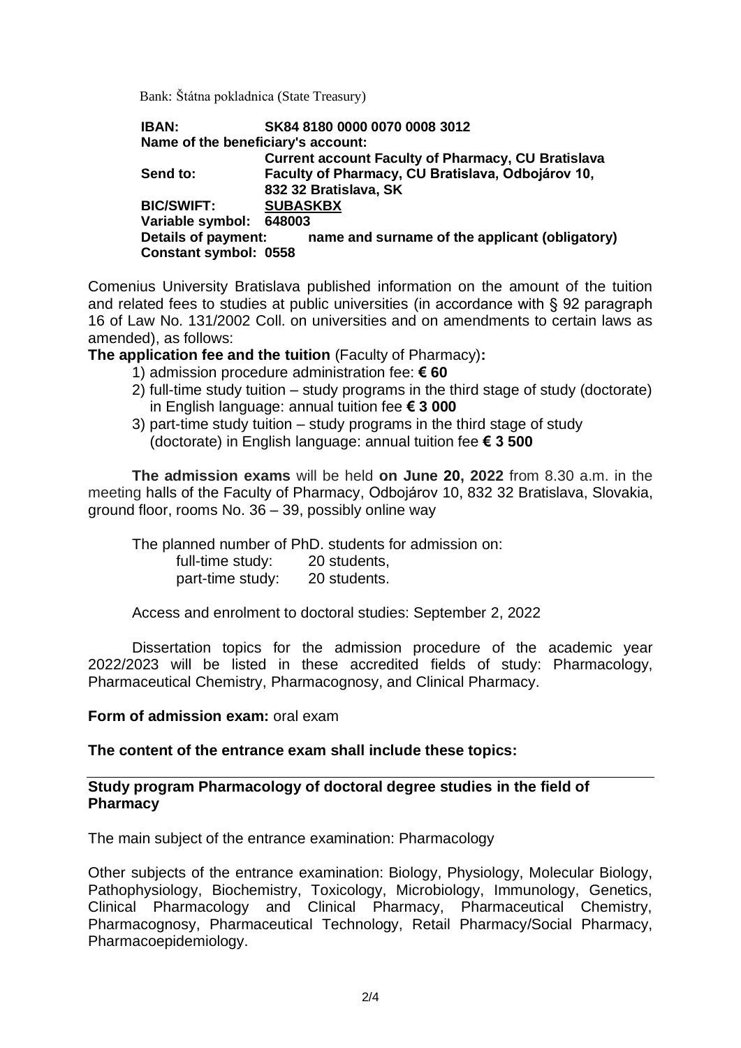Bank: Štátna pokladnica (State Treasury)

**IBAN:** **SK84 8180 0000 0070 0008 3012**
**Name of the beneficiary's account:**
**Current account Faculty of Pharmacy, CU Bratislava**
**Send to:** **Faculty of Pharmacy, CU Bratislava, Odbojárov 10, 832 32 Bratislava, SK**
**BIC/SWIFT:** **SUBASKBX**
**Variable symbol:** **648003**
**Details of payment:** **name and surname of the applicant (obligatory)**
**Constant symbol:** **0558**

Comenius University Bratislava published information on the amount of the tuition and related fees to studies at public universities (in accordance with § 92 paragraph 16 of Law No. 131/2002 Coll. on universities and on amendments to certain laws as amended), as follows:

**The application fee and the tuition** (Faculty of Pharmacy)**:**

1) admission procedure administration fee: **€ 60**
2) full-time study tuition – study programs in the third stage of study (doctorate) in English language: annual tuition fee **€ 3 000**
3) part-time study tuition – study programs in the third stage of study (doctorate) in English language: annual tuition fee **€ 3 500**

**The admission exams** will be held **on June 20, 2022** from 8.30 a.m. in the meeting halls of the Faculty of Pharmacy, Odbojárov 10, 832 32 Bratislava, Slovakia, ground floor, rooms No. 36 – 39, possibly online way

The planned number of PhD. students for admission on:

full-time study: 20 students,
part-time study: 20 students.

Access and enrolment to doctoral studies: September 2, 2022

Dissertation topics for the admission procedure of the academic year 2022/2023 will be listed in these accredited fields of study: Pharmacology, Pharmaceutical Chemistry, Pharmacognosy, and Clinical Pharmacy.

**Form of admission exam:** oral exam

**The content of the entrance exam shall include these topics:**

**Study program Pharmacology of doctoral degree studies in the field of Pharmacy**

The main subject of the entrance examination: Pharmacology

Other subjects of the entrance examination: Biology, Physiology, Molecular Biology, Pathophysiology, Biochemistry, Toxicology, Microbiology, Immunology, Genetics, Clinical Pharmacology and Clinical Pharmacy, Pharmaceutical Chemistry, Pharmacognosy, Pharmaceutical Technology, Retail Pharmacy/Social Pharmacy, Pharmacoepidemiology.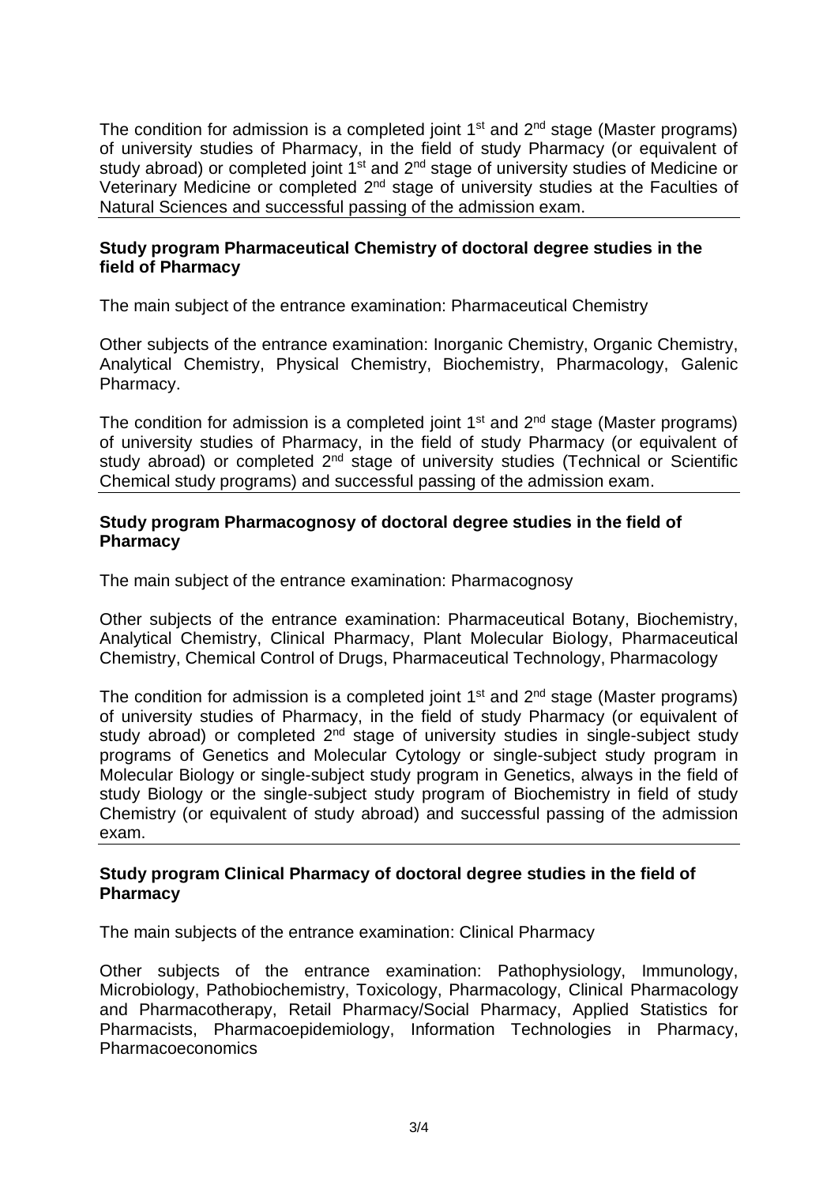The condition for admission is a completed joint 1st and 2nd stage (Master programs) of university studies of Pharmacy, in the field of study Pharmacy (or equivalent of study abroad) or completed joint 1st and 2nd stage of university studies of Medicine or Veterinary Medicine or completed 2nd stage of university studies at the Faculties of Natural Sciences and successful passing of the admission exam.

**Study program Pharmaceutical Chemistry of doctoral degree studies in the field of Pharmacy**

The main subject of the entrance examination: Pharmaceutical Chemistry

Other subjects of the entrance examination: Inorganic Chemistry, Organic Chemistry, Analytical Chemistry, Physical Chemistry, Biochemistry, Pharmacology, Galenic Pharmacy.

The condition for admission is a completed joint 1st and 2nd stage (Master programs) of university studies of Pharmacy, in the field of study Pharmacy (or equivalent of study abroad) or completed 2nd stage of university studies (Technical or Scientific Chemical study programs) and successful passing of the admission exam.

**Study program Pharmacognosy of doctoral degree studies in the field of Pharmacy**

The main subject of the entrance examination: Pharmacognosy

Other subjects of the entrance examination: Pharmaceutical Botany, Biochemistry, Analytical Chemistry, Clinical Pharmacy, Plant Molecular Biology, Pharmaceutical Chemistry, Chemical Control of Drugs, Pharmaceutical Technology, Pharmacology

The condition for admission is a completed joint 1st and 2nd stage (Master programs) of university studies of Pharmacy, in the field of study Pharmacy (or equivalent of study abroad) or completed 2nd stage of university studies in single-subject study programs of Genetics and Molecular Cytology or single-subject study program in Molecular Biology or single-subject study program in Genetics, always in the field of study Biology or the single-subject study program of Biochemistry in field of study Chemistry (or equivalent of study abroad) and successful passing of the admission exam.

**Study program Clinical Pharmacy of doctoral degree studies in the field of Pharmacy**

The main subjects of the entrance examination: Clinical Pharmacy

Other subjects of the entrance examination: Pathophysiology, Immunology, Microbiology, Pathobiochemistry, Toxicology, Pharmacology, Clinical Pharmacology and Pharmacotherapy, Retail Pharmacy/Social Pharmacy, Applied Statistics for Pharmacists, Pharmacoepidemiology, Information Technologies in Pharmacy, Pharmacoeconomics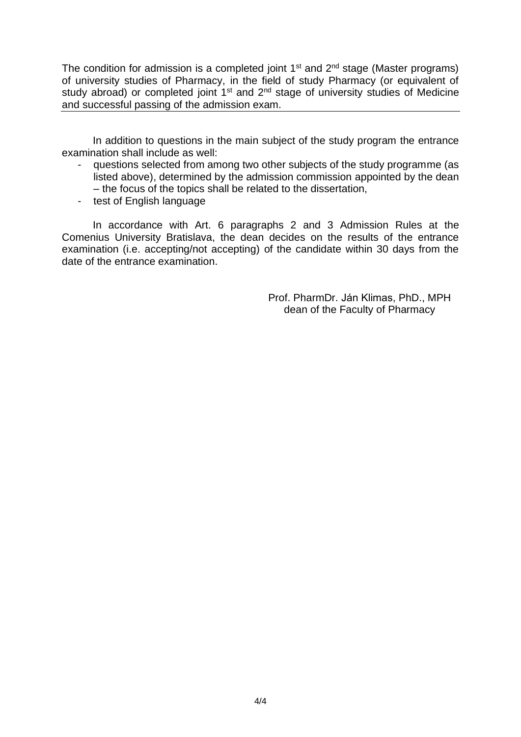The condition for admission is a completed joint 1st and 2nd stage (Master programs) of university studies of Pharmacy, in the field of study Pharmacy (or equivalent of study abroad) or completed joint 1st and 2nd stage of university studies of Medicine and successful passing of the admission exam.

In addition to questions in the main subject of the study program the entrance examination shall include as well:

- questions selected from among two other subjects of the study programme (as listed above), determined by the admission commission appointed by the dean – the focus of the topics shall be related to the dissertation,
- test of English language

In accordance with Art. 6 paragraphs 2 and 3 Admission Rules at the Comenius University Bratislava, the dean decides on the results of the entrance examination (i.e. accepting/not accepting) of the candidate within 30 days from the date of the entrance examination.

Prof. PharmDr. Ján Klimas, PhD., MPH
dean of the Faculty of Pharmacy